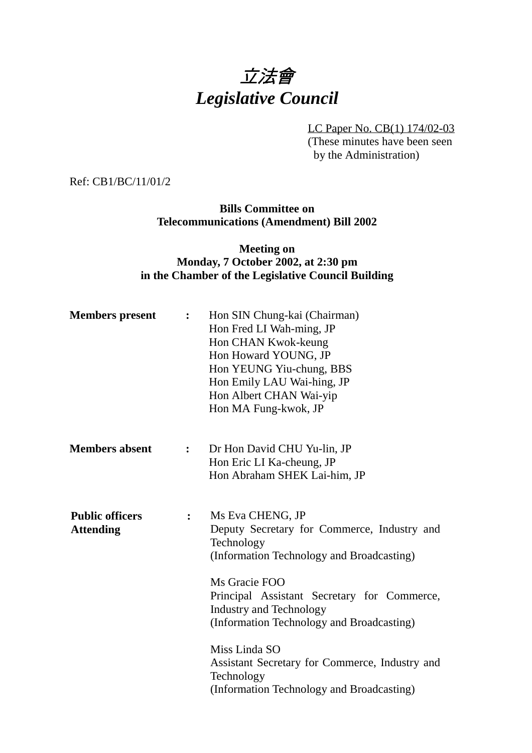# *立法會*
# *Legislative Council*

LC Paper No. CB(1) 174/02-03
(These minutes have been seen by the Administration)

Ref: CB1/BC/11/01/2

**Bills Committee on**
**Telecommunications (Amendment) Bill 2002**

**Meeting on**
**Monday, 7 October 2002, at 2:30 pm**
**in the Chamber of the Legislative Council Building**

| | | |
|---|---|---|
| **Members present** | **:** | Hon SIN Chung-kai (Chairman)<br>Hon Fred LI Wah-ming, JP<br>Hon CHAN Kwok-keung<br>Hon Howard YOUNG, JP<br>Hon YEUNG Yiu-chung, BBS<br>Hon Emily LAU Wai-hing, JP<br>Hon Albert CHAN Wai-yip<br>Hon MA Fung-kwok, JP |
| **Members absent** | **:** | Dr Hon David CHU Yu-lin, JP<br>Hon Eric LI Ka-cheung, JP<br>Hon Abraham SHEK Lai-him, JP |
| **Public officers Attending** | **:** | Ms Eva CHENG, JP<br>Deputy Secretary for Commerce, Industry and Technology<br>(Information Technology and Broadcasting)<br><br>Ms Gracie FOO<br>Principal Assistant Secretary for Commerce, Industry and Technology<br>(Information Technology and Broadcasting)<br><br>Miss Linda SO<br>Assistant Secretary for Commerce, Industry and Technology<br>(Information Technology and Broadcasting) |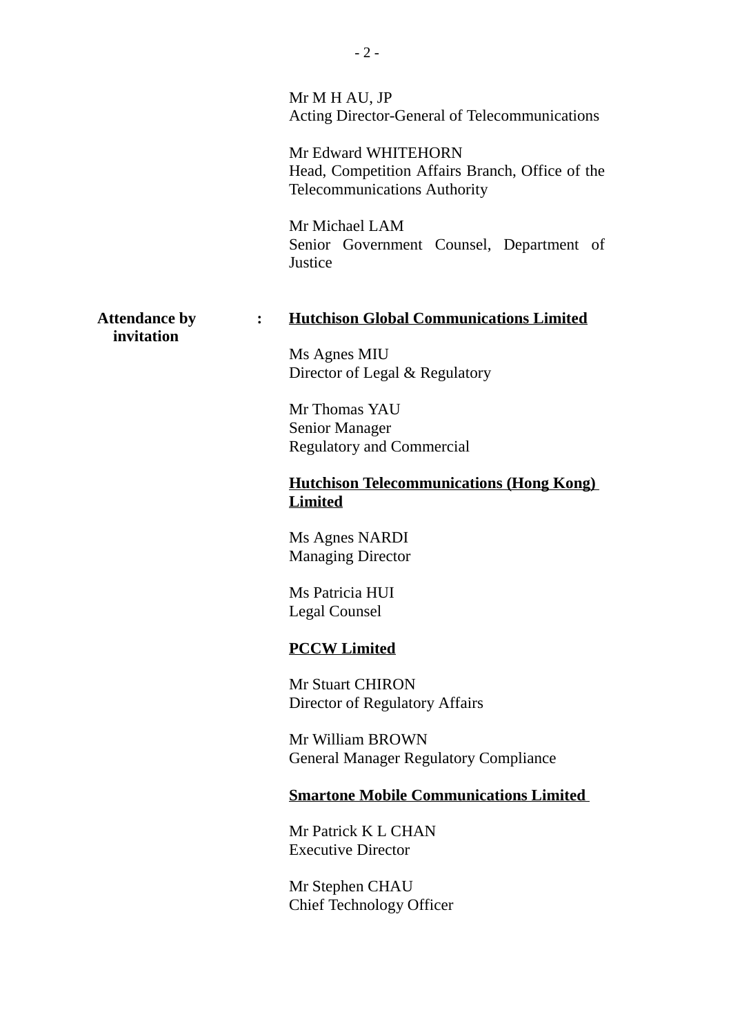Mr M H AU, JP
Acting Director-General of Telecommunications

Mr Edward WHITEHORN
Head, Competition Affairs Branch, Office of the Telecommunications Authority

Mr Michael LAM
Senior Government Counsel, Department of Justice

**Attendance by invitation** :

**<u>Hutchison Global Communications Limited</u>**

Ms Agnes MIU
Director of Legal & Regulatory

Mr Thomas YAU
Senior Manager
Regulatory and Commercial

**<u>Hutchison Telecommunications (Hong Kong) Limited</u>**

Ms Agnes NARDI
Managing Director

Ms Patricia HUI
Legal Counsel

**<u>PCCW Limited</u>**

Mr Stuart CHIRON
Director of Regulatory Affairs

Mr William BROWN
General Manager Regulatory Compliance

**<u>Smartone Mobile Communications Limited</u>**

Mr Patrick K L CHAN
Executive Director

Mr Stephen CHAU
Chief Technology Officer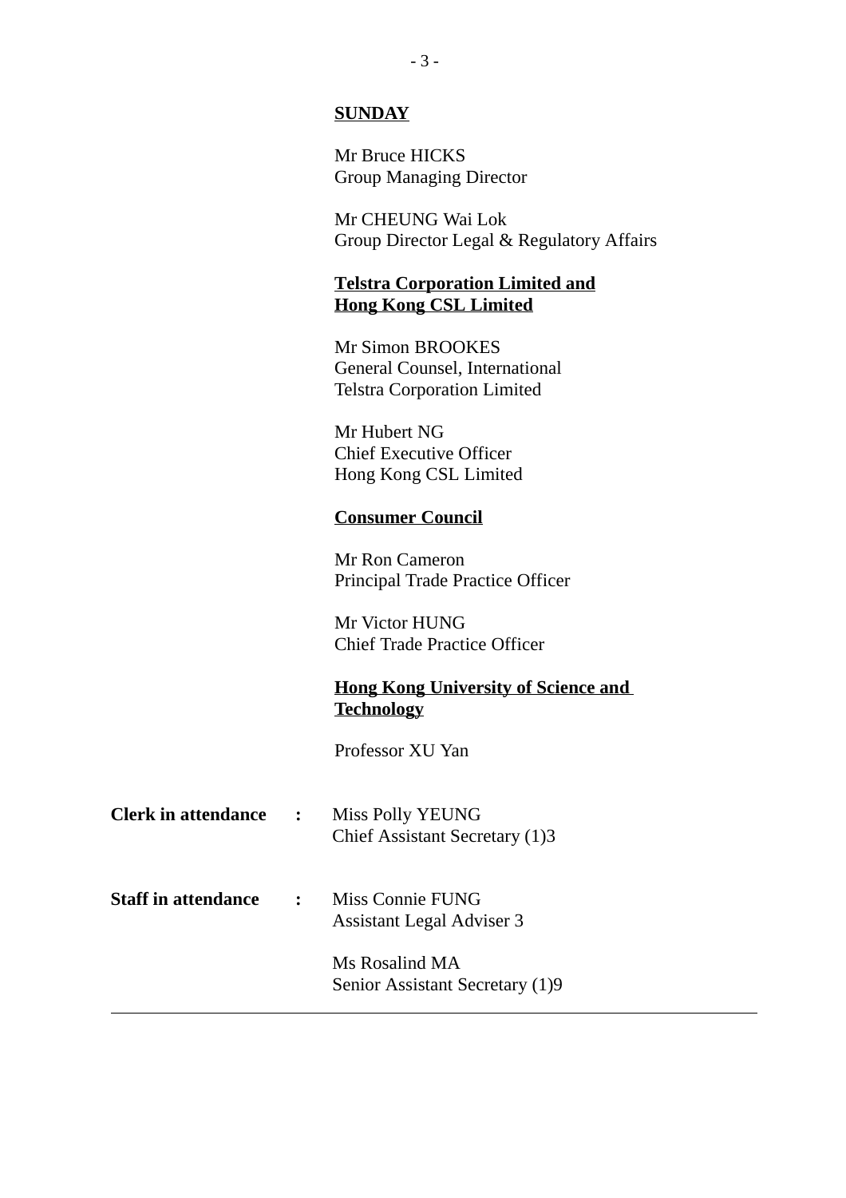**<u>SUNDAY</u>**

Mr Bruce HICKS
Group Managing Director

Mr CHEUNG Wai Lok
Group Director Legal & Regulatory Affairs

**<u>Telstra Corporation Limited and Hong Kong CSL Limited</u>**

Mr Simon BROOKES
General Counsel, International
Telstra Corporation Limited

Mr Hubert NG
Chief Executive Officer
Hong Kong CSL Limited

**<u>Consumer Council</u>**

Mr Ron Cameron
Principal Trade Practice Officer

Mr Victor HUNG
Chief Trade Practice Officer

**<u>Hong Kong University of Science and Technology</u>**

Professor XU Yan

**Clerk in attendance :** Miss Polly YEUNG
Chief Assistant Secretary (1)3

**Staff in attendance :** Miss Connie FUNG
Assistant Legal Adviser 3

Ms Rosalind MA
Senior Assistant Secretary (1)9

---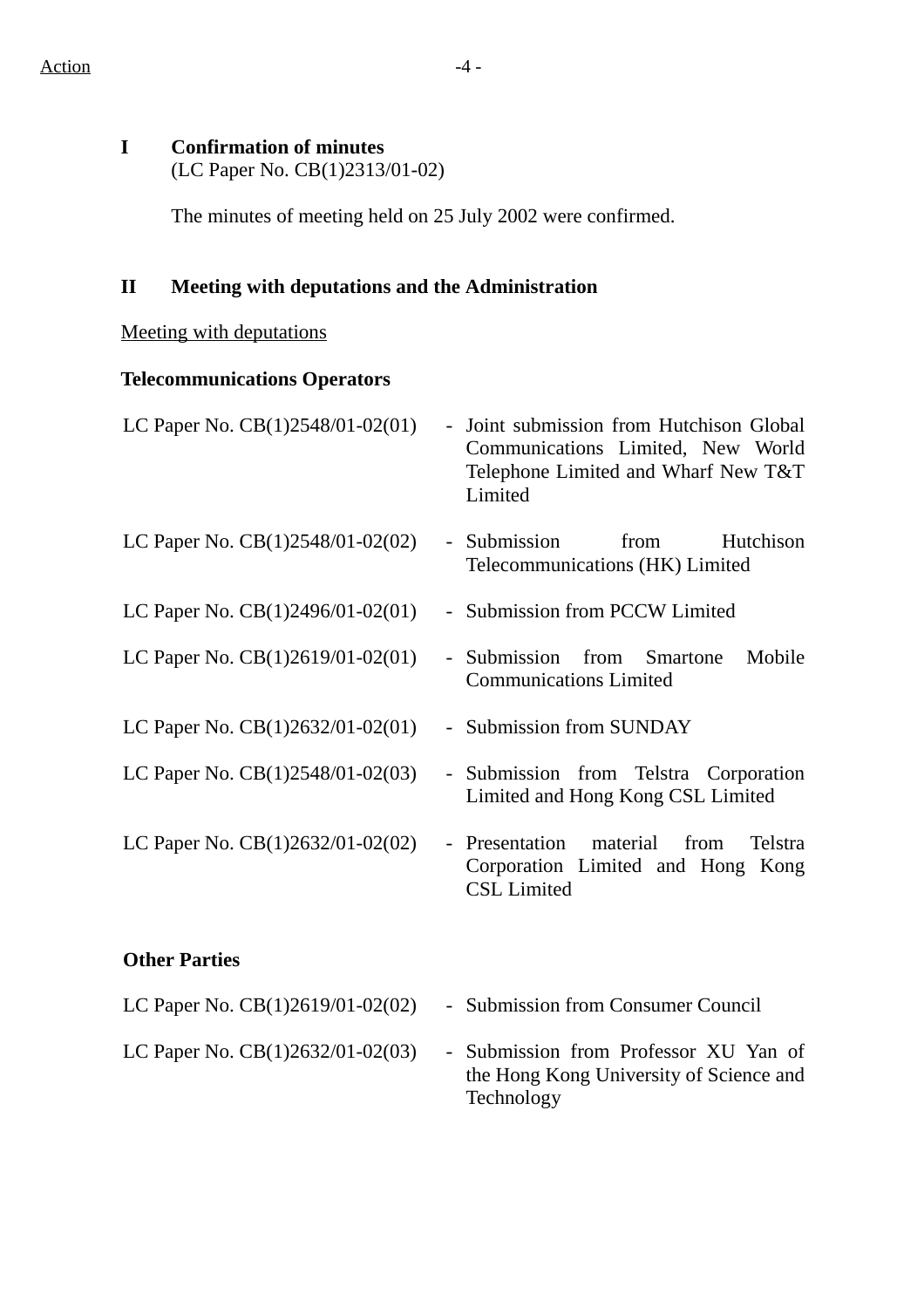Action

**I Confirmation of minutes**
(LC Paper No. CB(1)2313/01-02)

The minutes of meeting held on 25 July 2002 were confirmed.

**II Meeting with deputations and the Administration**

Meeting with deputations

**Telecommunications Operators**

| | |
|---|---|
| LC Paper No. CB(1)2548/01-02(01) | - Joint submission from Hutchison Global Communications Limited, New World Telephone Limited and Wharf New T&T Limited |
| LC Paper No. CB(1)2548/01-02(02) | - Submission from Hutchison Telecommunications (HK) Limited |
| LC Paper No. CB(1)2496/01-02(01) | - Submission from PCCW Limited |
| LC Paper No. CB(1)2619/01-02(01) | - Submission from Smartone Mobile Communications Limited |
| LC Paper No. CB(1)2632/01-02(01) | - Submission from SUNDAY |
| LC Paper No. CB(1)2548/01-02(03) | - Submission from Telstra Corporation Limited and Hong Kong CSL Limited |
| LC Paper No. CB(1)2632/01-02(02) | - Presentation material from Telstra Corporation Limited and Hong Kong CSL Limited |

**Other Parties**

| | |
|---|---|
| LC Paper No. CB(1)2619/01-02(02) | - Submission from Consumer Council |
| LC Paper No. CB(1)2632/01-02(03) | - Submission from Professor XU Yan of the Hong Kong University of Science and Technology |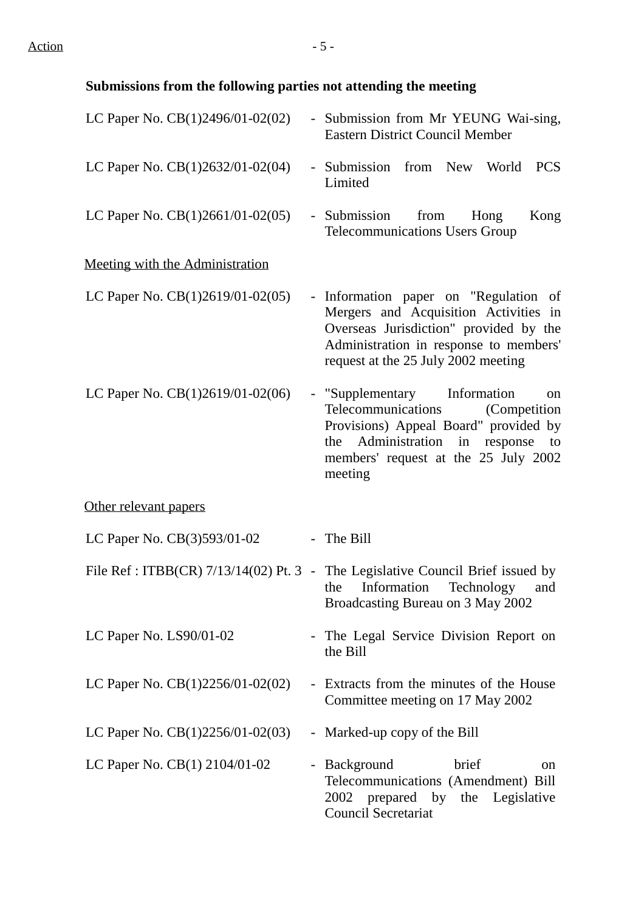Action

**Submissions from the following parties not attending the meeting**

| | | |
|---|---|---|
| LC Paper No. CB(1)2496/01-02(02) | - | Submission from Mr YEUNG Wai-sing, Eastern District Council Member |
| LC Paper No. CB(1)2632/01-02(04) | - | Submission from New World PCS Limited |
| LC Paper No. CB(1)2661/01-02(05) | - | Submission from Hong Kong Telecommunications Users Group |

<u>Meeting with the Administration</u>

| | | |
|---|---|---|
| LC Paper No. CB(1)2619/01-02(05) | - | Information paper on "Regulation of Mergers and Acquisition Activities in Overseas Jurisdiction" provided by the Administration in response to members' request at the 25 July 2002 meeting |
| LC Paper No. CB(1)2619/01-02(06) | - | "Supplementary Information on Telecommunications (Competition Provisions) Appeal Board" provided by the Administration in response to members' request at the 25 July 2002 meeting |

<u>Other relevant papers</u>

| | | |
|---|---|---|
| LC Paper No. CB(3)593/01-02 | - | The Bill |
| File Ref : ITBB(CR) 7/13/14(02) Pt. 3 | - | The Legislative Council Brief issued by the Information Technology and Broadcasting Bureau on 3 May 2002 |
| LC Paper No. LS90/01-02 | - | The Legal Service Division Report on the Bill |
| LC Paper No. CB(1)2256/01-02(02) | - | Extracts from the minutes of the House Committee meeting on 17 May 2002 |
| LC Paper No. CB(1)2256/01-02(03) | - | Marked-up copy of the Bill |
| LC Paper No. CB(1) 2104/01-02 | - | Background brief on Telecommunications (Amendment) Bill 2002 prepared by the Legislative Council Secretariat |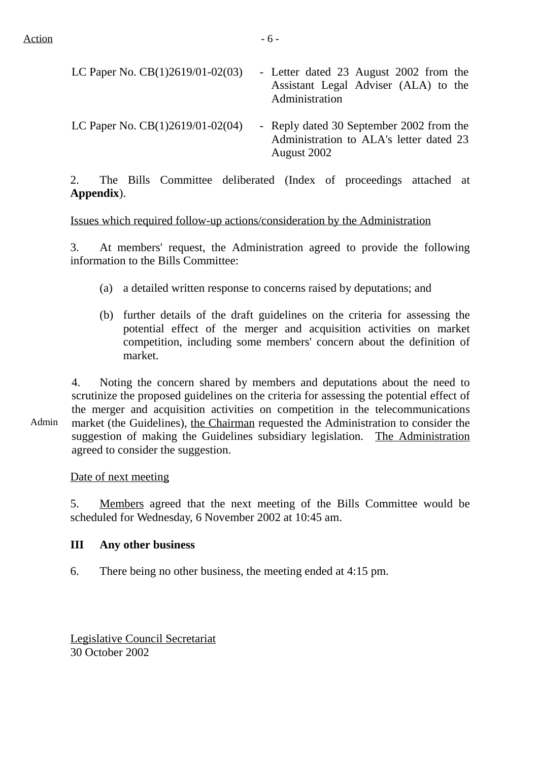Action

| | |
|---|---|
| LC Paper No. CB(1)2619/01-02(03) | - Letter dated 23 August 2002 from the Assistant Legal Adviser (ALA) to the Administration |
| LC Paper No. CB(1)2619/01-02(04) | - Reply dated 30 September 2002 from the Administration to ALA's letter dated 23 August 2002 |

2. The Bills Committee deliberated (Index of proceedings attached at **Appendix**).

Issues which required follow-up actions/consideration by the Administration

3. At members' request, the Administration agreed to provide the following information to the Bills Committee:

(a) a detailed written response to concerns raised by deputations; and

(b) further details of the draft guidelines on the criteria for assessing the potential effect of the merger and acquisition activities on market competition, including some members' concern about the definition of market.

Admin

4. Noting the concern shared by members and deputations about the need to scrutinize the proposed guidelines on the criteria for assessing the potential effect of the merger and acquisition activities on competition in the telecommunications market (the Guidelines), the Chairman requested the Administration to consider the suggestion of making the Guidelines subsidiary legislation. The Administration agreed to consider the suggestion.

Date of next meeting

5. Members agreed that the next meeting of the Bills Committee would be scheduled for Wednesday, 6 November 2002 at 10:45 am.

**III Any other business**

6. There being no other business, the meeting ended at 4:15 pm.

Legislative Council Secretariat
30 October 2002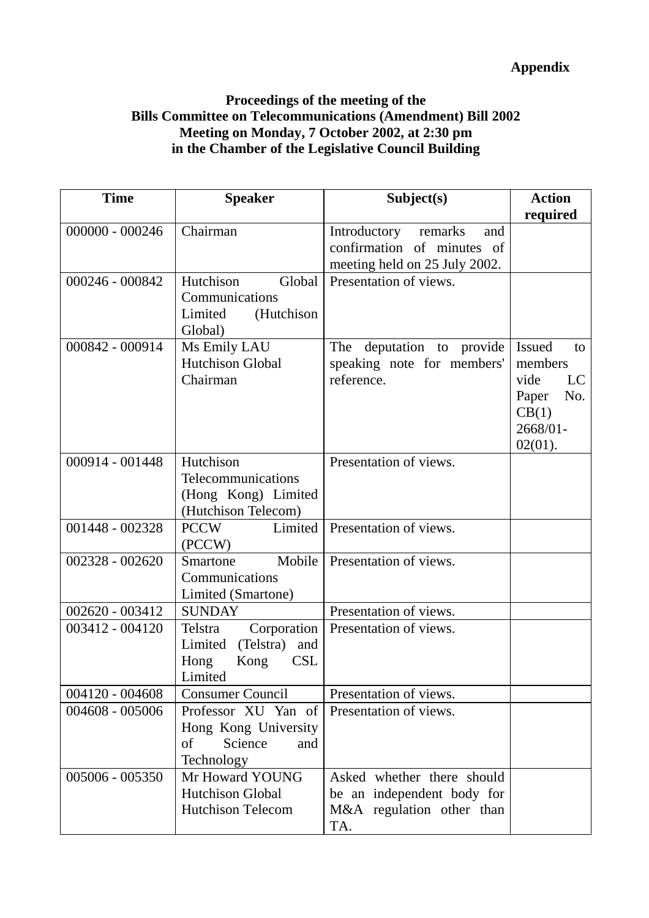**Appendix**

**Proceedings of the meeting of the**
**Bills Committee on Telecommunications (Amendment) Bill 2002**
**Meeting on Monday, 7 October 2002, at 2:30 pm**
**in the Chamber of the Legislative Council Building**

| Time | Speaker | Subject(s) | Action required |
|---|---|---|---|
| 000000 - 000246 | Chairman | Introductory remarks and confirmation of minutes of meeting held on 25 July 2002. | |
| 000246 - 000842 | Hutchison Global Communications Limited (Hutchison Global) | Presentation of views. | |
| 000842 - 000914 | Ms Emily LAU<br>Hutchison Global<br>Chairman | The deputation to provide speaking note for members' reference. | Issued to members vide LC Paper No. CB(1) 2668/01-02(01). |
| 000914 - 001448 | Hutchison Telecommunications (Hong Kong) Limited (Hutchison Telecom) | Presentation of views. | |
| 001448 - 002328 | PCCW Limited (PCCW) | Presentation of views. | |
| 002328 - 002620 | Smartone Mobile Communications Limited (Smartone) | Presentation of views. | |
| 002620 - 003412 | SUNDAY | Presentation of views. | |
| 003412 - 004120 | Telstra Corporation Limited (Telstra) and Hong Kong CSL Limited | Presentation of views. | |
| 004120 - 004608 | Consumer Council | Presentation of views. | |
| 004608 - 005006 | Professor XU Yan of Hong Kong University of Science and Technology | Presentation of views. | |
| 005006 - 005350 | Mr Howard YOUNG<br>Hutchison Global<br>Hutchison Telecom | Asked whether there should be an independent body for M&A regulation other than TA. | |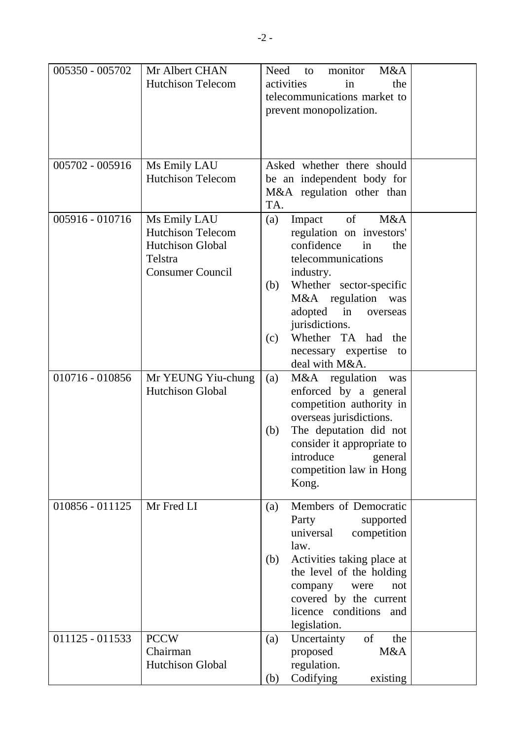| | | | |
|---|---|---|---|
| 005350 - 005702 | Mr Albert CHAN<br>Hutchison Telecom | Need to monitor M&A activities in the telecommunications market to prevent monopolization. | |
| 005702 - 005916 | Ms Emily LAU<br>Hutchison Telecom | Asked whether there should be an independent body for M&A regulation other than TA. | |
| 005916 - 010716 | Ms Emily LAU<br>Hutchison Telecom<br>Hutchison Global<br>Telstra<br>Consumer Council | (a) Impact of M&A regulation on investors' confidence in the telecommunications industry.<br>(b) Whether sector-specific M&A regulation was adopted in overseas jurisdictions.<br>(c) Whether TA had the necessary expertise to deal with M&A. | |
| 010716 - 010856 | Mr YEUNG Yiu-chung<br>Hutchison Global | (a) M&A regulation was enforced by a general competition authority in overseas jurisdictions.<br>(b) The deputation did not consider it appropriate to introduce general competition law in Hong Kong. | |
| 010856 - 011125 | Mr Fred LI | (a) Members of Democratic Party supported universal competition law.<br>(b) Activities taking place at the level of the holding company were not covered by the current licence conditions and legislation. | |
| 011125 - 011533 | PCCW<br>Chairman<br>Hutchison Global | (a) Uncertainty of the proposed M&A regulation.<br>(b) Codifying existing | |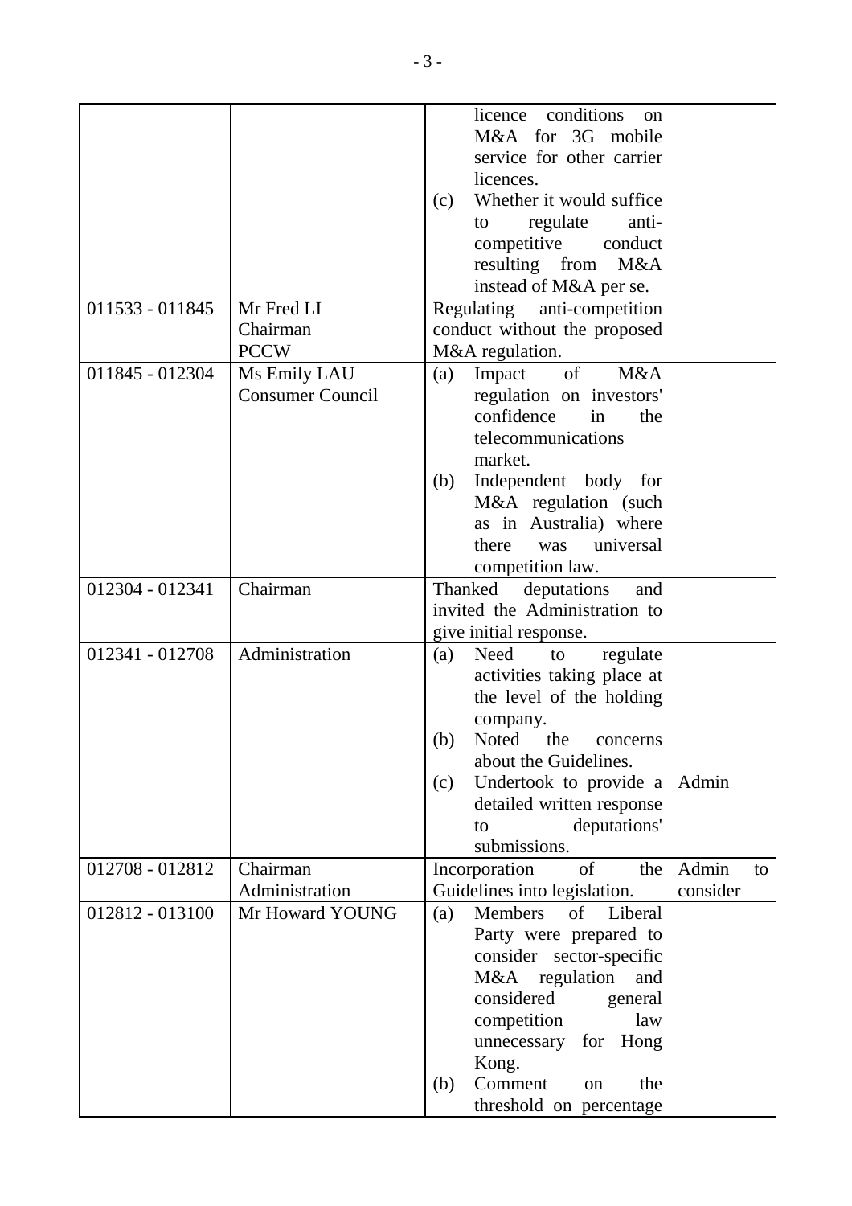| | | | |
|---|---|---|---|
| | | licence conditions on M&A for 3G mobile service for other carrier licences.<br>(c) Whether it would suffice to regulate anti-competitive conduct resulting from M&A instead of M&A per se. | |
| 011533 - 011845 | Mr Fred LI<br>Chairman<br>PCCW | Regulating anti-competition conduct without the proposed M&A regulation. | |
| 011845 - 012304 | Ms Emily LAU<br>Consumer Council | (a) Impact of M&A regulation on investors' confidence in the telecommunications market.<br>(b) Independent body for M&A regulation (such as in Australia) where there was universal competition law. | |
| 012304 - 012341 | Chairman | Thanked deputations and invited the Administration to give initial response. | |
| 012341 - 012708 | Administration | (a) Need to regulate activities taking place at the level of the holding company.<br>(b) Noted the concerns about the Guidelines.<br>(c) Undertook to provide a detailed written response to deputations' submissions. | Admin |
| 012708 - 012812 | Chairman<br>Administration | Incorporation of the Guidelines into legislation. | Admin to consider |
| 012812 - 013100 | Mr Howard YOUNG | (a) Members of Liberal Party were prepared to consider sector-specific M&A regulation and considered general competition law unnecessary for Hong Kong.<br>(b) Comment on the threshold on percentage | |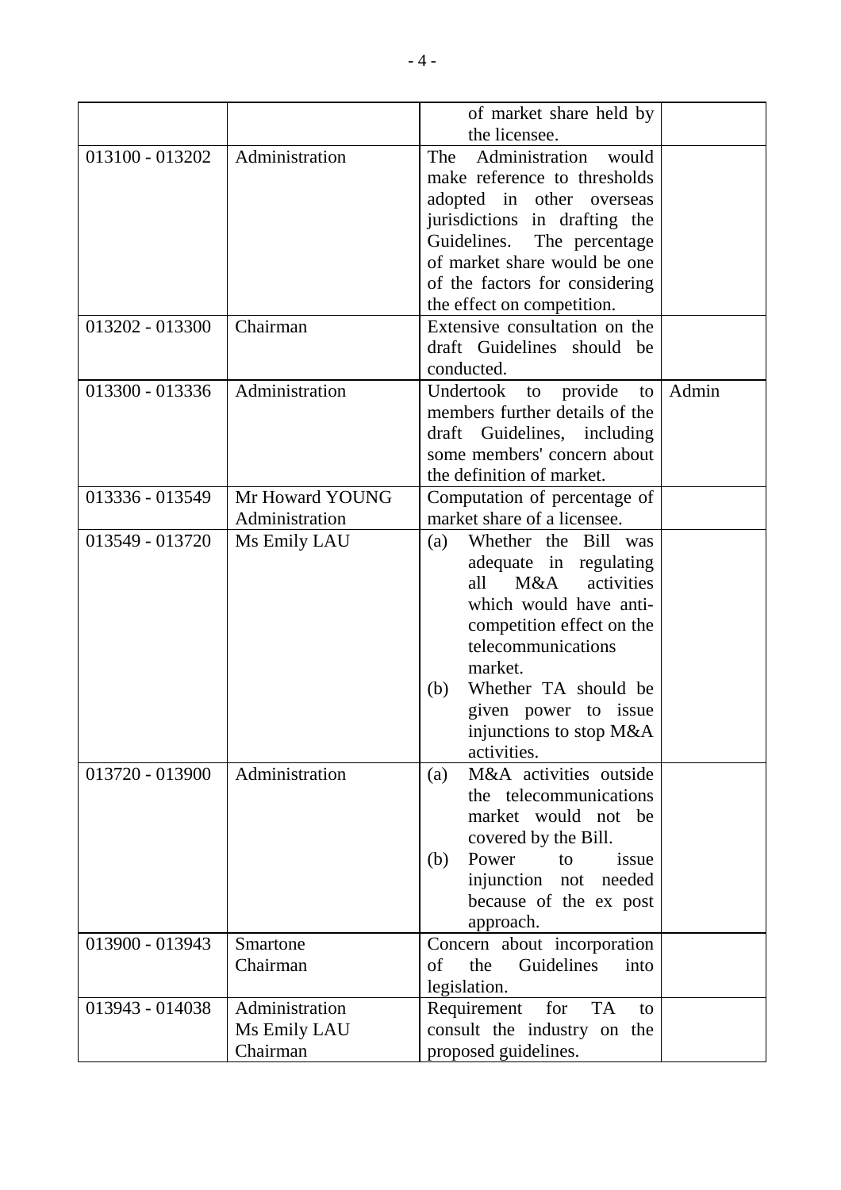| | | | |
|---|---|---|---|
| | | of market share held by the licensee. | |
| 013100 - 013202 | Administration | The Administration would make reference to thresholds adopted in other overseas jurisdictions in drafting the Guidelines. The percentage of market share would be one of the factors for considering the effect on competition. | |
| 013202 - 013300 | Chairman | Extensive consultation on the draft Guidelines should be conducted. | |
| 013300 - 013336 | Administration | Undertook to provide members further details of the draft Guidelines, including some members' concern about the definition of market. | Admin |
| 013336 - 013549 | Mr Howard YOUNG<br>Administration | Computation of percentage of market share of a licensee. | |
| 013549 - 013720 | Ms Emily LAU | (a) Whether the Bill was adequate in regulating all M&A activities which would have anti-competition effect on the telecommunications market.<br>(b) Whether TA should be given power to issue injunctions to stop M&A activities. | |
| 013720 - 013900 | Administration | (a) M&A activities outside the telecommunications market would not be covered by the Bill.<br>(b) Power to issue injunction not needed because of the ex post approach. | |
| 013900 - 013943 | Smartone<br>Chairman | Concern about incorporation of the Guidelines into legislation. | |
| 013943 - 014038 | Administration<br>Ms Emily LAU<br>Chairman | Requirement for TA to consult the industry on the proposed guidelines. | |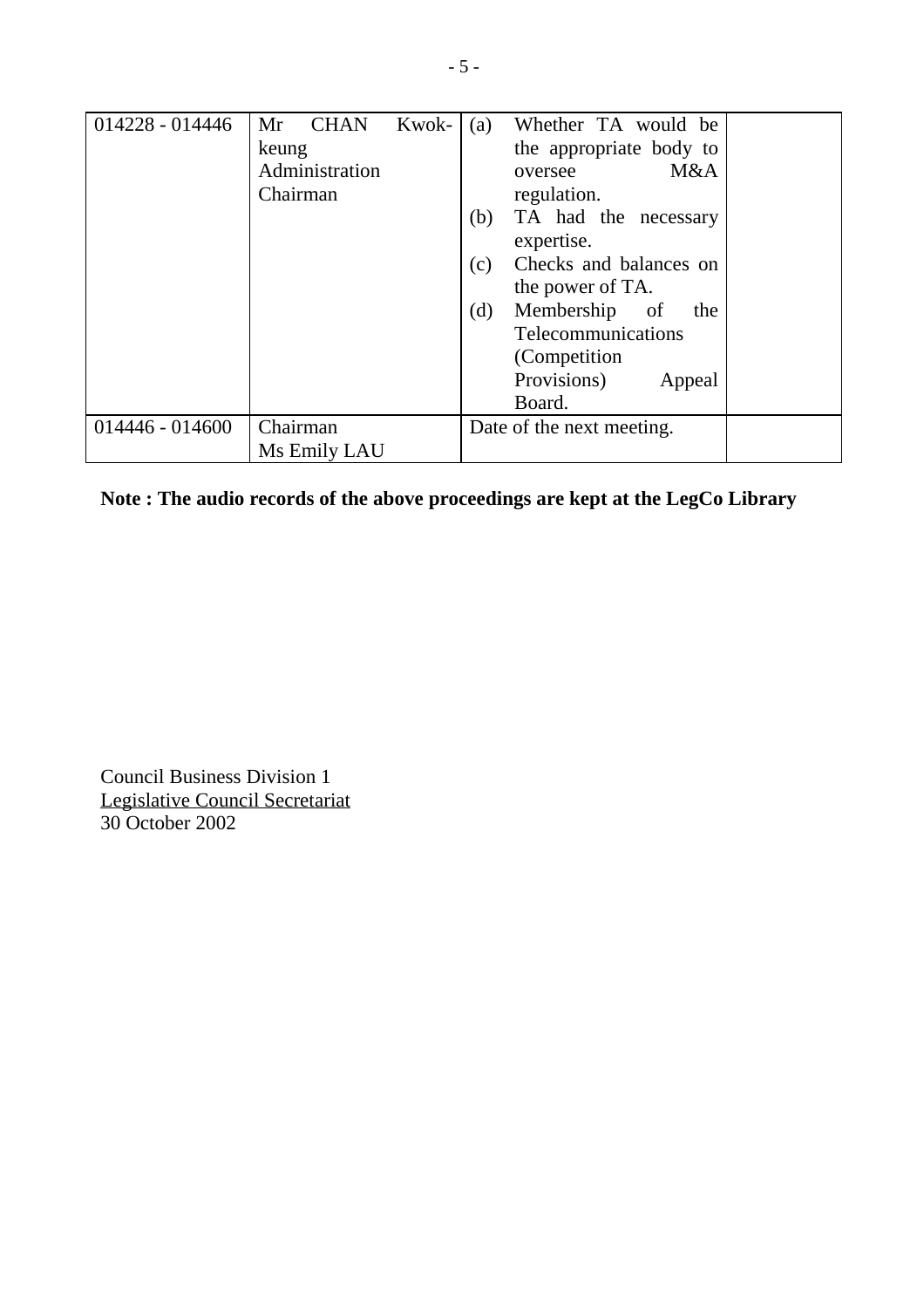| | | | |
|---|---|---|---|
| 014228 - 014446 | Mr CHAN Kwok-keung<br>Administration<br>Chairman | (a) Whether TA would be the appropriate body to oversee M&A regulation.<br>(b) TA had the necessary expertise.<br>(c) Checks and balances on the power of TA.<br>(d) Membership of the Telecommunications (Competition Provisions) Appeal Board. | |
| 014446 - 014600 | Chairman<br>Ms Emily LAU | Date of the next meeting. | |

**Note : The audio records of the above proceedings are kept at the LegCo Library**

Council Business Division 1
Legislative Council Secretariat
30 October 2002